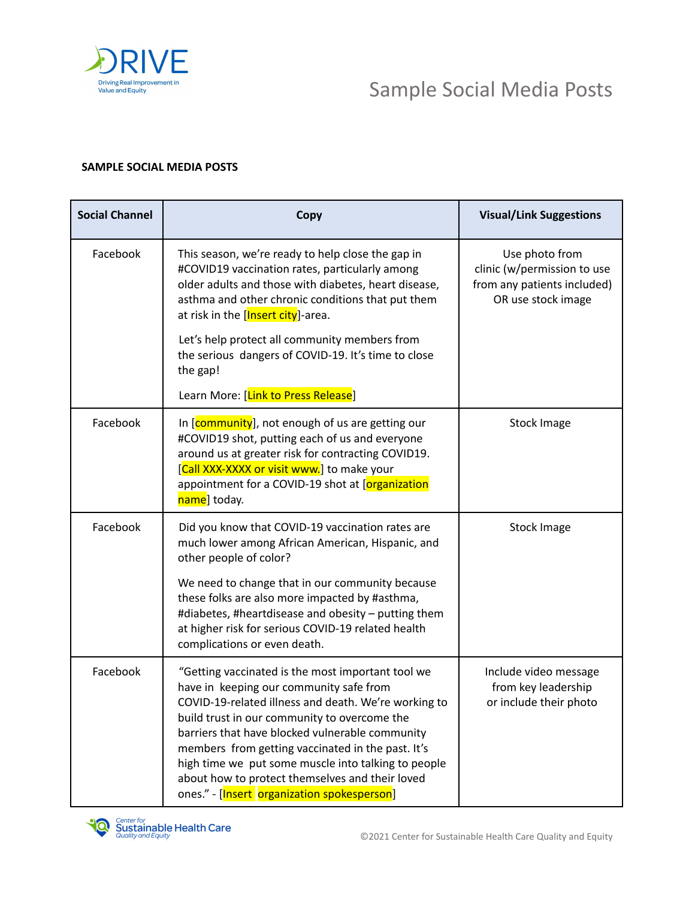# Sample Social Media Posts

**SAMPLE SOCIAL MEDIA POSTS**

| Social Channel | Copy | Visual/Link Suggestions |
|---|---|---|
| Facebook | This season, we're ready to help close the gap in #COVID19 vaccination rates, particularly among older adults and those with diabetes, heart disease, asthma and other chronic conditions that put them at risk in the [Insert city]-area.<br><br>Let's help protect all community members from the serious dangers of COVID-19. It's time to close the gap!<br><br>Learn More: [Link to Press Release] | Use photo from clinic (w/permission to use from any patients included) OR use stock image |
| Facebook | In [community], not enough of us are getting our #COVID19 shot, putting each of us and everyone around us at greater risk for contracting COVID19. [Call XXX-XXXX or visit www.] to make your appointment for a COVID-19 shot at [organization name] today. | Stock Image |
| Facebook | Did you know that COVID-19 vaccination rates are much lower among African American, Hispanic, and other people of color?<br><br>We need to change that in our community because these folks are also more impacted by #asthma, #diabetes, #heartdisease and obesity – putting them at higher risk for serious COVID-19 related health complications or even death. | Stock Image |
| Facebook | "Getting vaccinated is the most important tool we have in keeping our community safe from COVID-19-related illness and death. We're working to build trust in our community to overcome the barriers that have blocked vulnerable community members from getting vaccinated in the past. It's high time we put some muscle into talking to people about how to protect themselves and their loved ones." - [Insert organization spokesperson] | Include video message from key leadership or include their photo |

©2021 Center for Sustainable Health Care Quality and Equity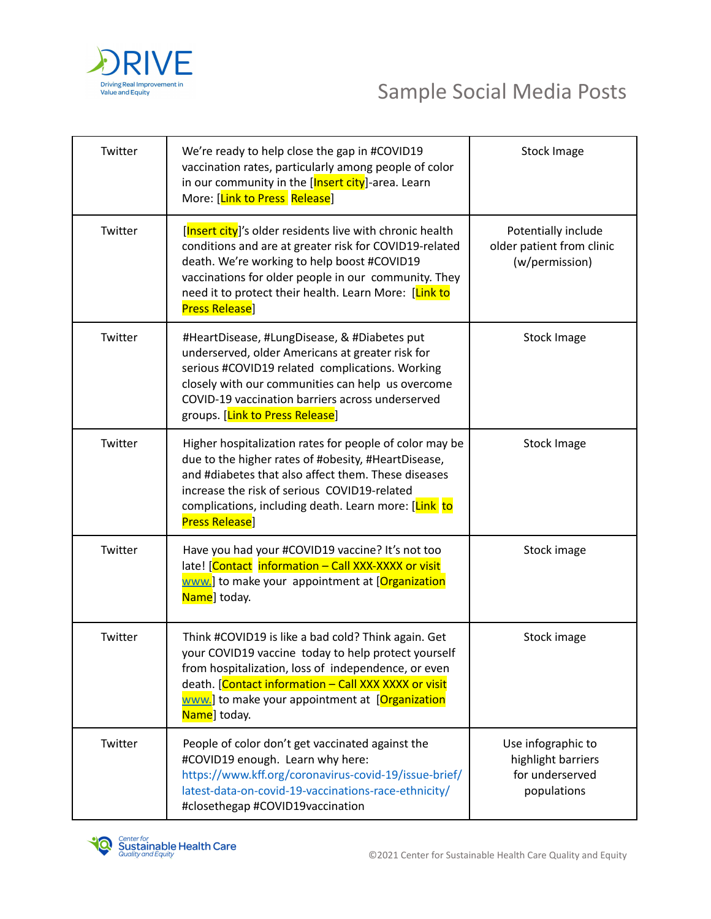# Sample Social Media Posts

| | | |
|---|---|---|
| Twitter | We're ready to help close the gap in #COVID19 vaccination rates, particularly among people of color in our community in the [Insert city]-area. Learn More: [Link to Press Release] | Stock Image |
| Twitter | [Insert city]'s older residents live with chronic health conditions and are at greater risk for COVID19-related death. We're working to help boost #COVID19 vaccinations for older people in our community. They need it to protect their health. Learn More: [Link to Press Release] | Potentially include older patient from clinic (w/permission) |
| Twitter | #HeartDisease, #LungDisease, & #Diabetes put underserved, older Americans at greater risk for serious #COVID19 related complications. Working closely with our communities can help us overcome COVID-19 vaccination barriers across underserved groups. [Link to Press Release] | Stock Image |
| Twitter | Higher hospitalization rates for people of color may be due to the higher rates of #obesity, #HeartDisease, and #diabetes that also affect them. These diseases increase the risk of serious COVID19-related complications, including death. Learn more: [Link to Press Release] | Stock Image |
| Twitter | Have you had your #COVID19 vaccine? It's not too late! [Contact information – Call XXX-XXXX or visit www.] to make your appointment at [Organization Name] today. | Stock image |
| Twitter | Think #COVID19 is like a bad cold? Think again. Get your COVID19 vaccine today to help protect yourself from hospitalization, loss of independence, or even death. [Contact information – Call XXX XXXX or visit www.] to make your appointment at [Organization Name] today. | Stock image |
| Twitter | People of color don't get vaccinated against the #COVID19 enough. Learn why here: https://www.kff.org/coronavirus-covid-19/issue-brief/latest-data-on-covid-19-vaccinations-race-ethnicity/ #closethegap #COVID19vaccination | Use infographic to highlight barriers for underserved populations |

©2021 Center for Sustainable Health Care Quality and Equity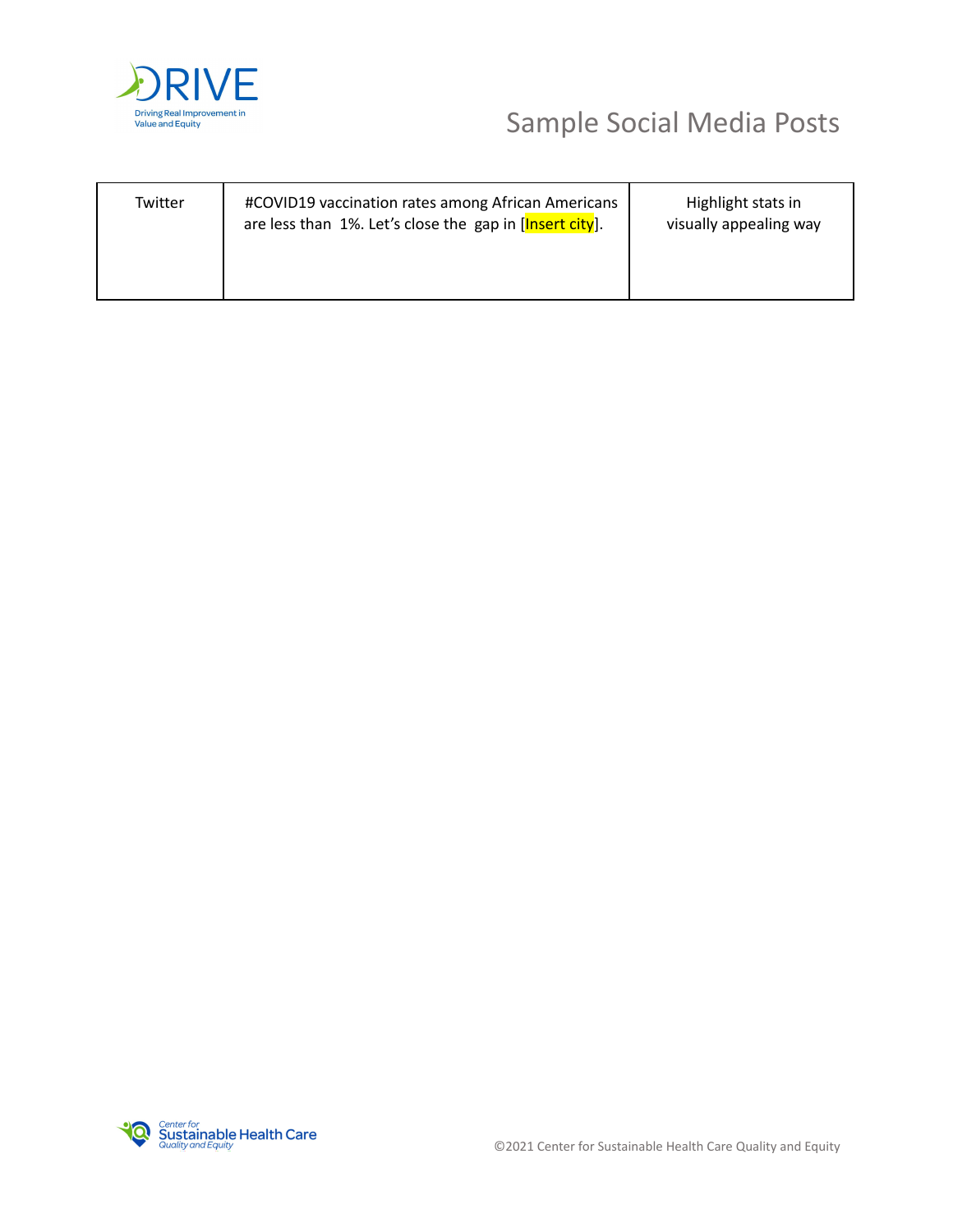| | | |
|---|---|---|
| Twitter | #COVID19 vaccination rates among African Americans are less than 1%. Let's close the gap in [Insert city]. | Highlight stats in visually appealing way |